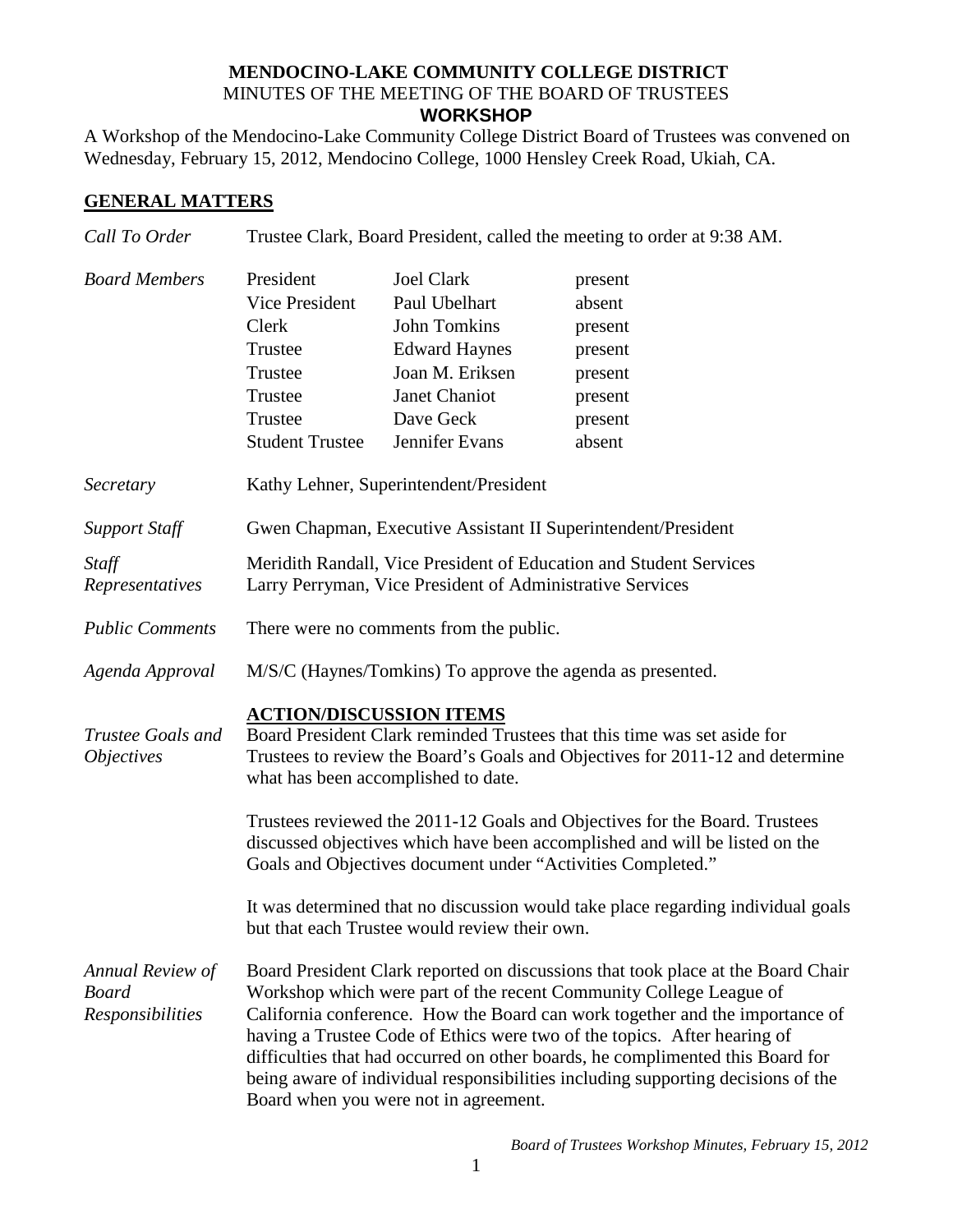# MENDOCINO-LAKE COMMUNITY COLLEGE DISTRICT

MINUTES OF THE MEETING OF THE BOARD OF TRUSTEES

**WORKSHOP**

A Workshop of the Mendocino-Lake Community College District Board of Trustees was convened on Wednesday, February 15, 2012, Mendocino College, 1000 Hensley Creek Road, Ukiah, CA.

## GENERAL MATTERS

*Call To Order* — Trustee Clark, Board President, called the meeting to order at 9:38 AM.

*Board Members*

| | | |
|---|---|---|
| President | Joel Clark | present |
| Vice President | Paul Ubelhart | absent |
| Clerk | John Tomkins | present |
| Trustee | Edward Haynes | present |
| Trustee | Joan M. Eriksen | present |
| Trustee | Janet Chaniot | present |
| Trustee | Dave Geck | present |
| Student Trustee | Jennifer Evans | absent |

*Secretary* — Kathy Lehner, Superintendent/President

*Support Staff* — Gwen Chapman, Executive Assistant II Superintendent/President

*Staff Representatives* — Meridith Randall, Vice President of Education and Student Services
Larry Perryman, Vice President of Administrative Services

*Public Comments* — There were no comments from the public.

*Agenda Approval* — M/S/C (Haynes/Tomkins) To approve the agenda as presented.

**ACTION/DISCUSSION ITEMS**

*Trustee Goals and Objectives* — Board President Clark reminded Trustees that this time was set aside for Trustees to review the Board's Goals and Objectives for 2011-12 and determine what has been accomplished to date.

Trustees reviewed the 2011-12 Goals and Objectives for the Board. Trustees discussed objectives which have been accomplished and will be listed on the Goals and Objectives document under "Activities Completed."

It was determined that no discussion would take place regarding individual goals but that each Trustee would review their own.

*Annual Review of Board Responsibilities* — Board President Clark reported on discussions that took place at the Board Chair Workshop which were part of the recent Community College League of California conference. How the Board can work together and the importance of having a Trustee Code of Ethics were two of the topics. After hearing of difficulties that had occurred on other boards, he complimented this Board for being aware of individual responsibilities including supporting decisions of the Board when you were not in agreement.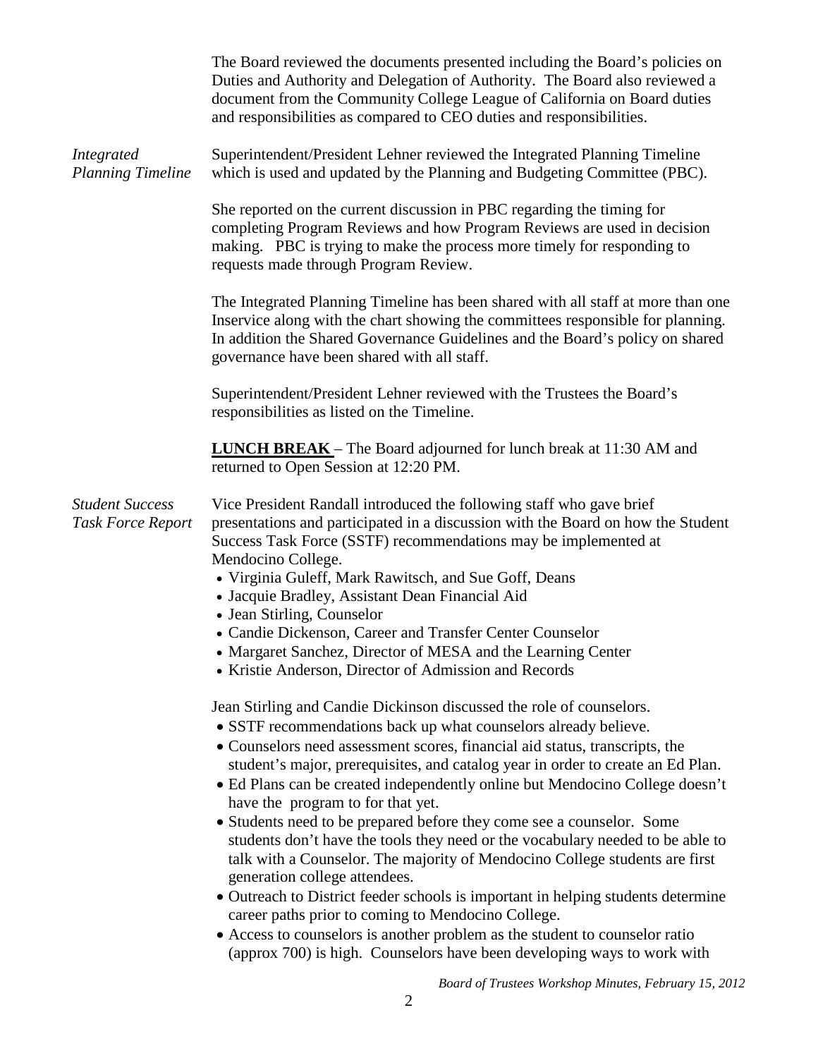The Board reviewed the documents presented including the Board's policies on Duties and Authority and Delegation of Authority. The Board also reviewed a document from the Community College League of California on Board duties and responsibilities as compared to CEO duties and responsibilities.

*Integrated Planning Timeline*

Superintendent/President Lehner reviewed the Integrated Planning Timeline which is used and updated by the Planning and Budgeting Committee (PBC).

She reported on the current discussion in PBC regarding the timing for completing Program Reviews and how Program Reviews are used in decision making. PBC is trying to make the process more timely for responding to requests made through Program Review.

The Integrated Planning Timeline has been shared with all staff at more than one Inservice along with the chart showing the committees responsible for planning. In addition the Shared Governance Guidelines and the Board's policy on shared governance have been shared with all staff.

Superintendent/President Lehner reviewed with the Trustees the Board's responsibilities as listed on the Timeline.

**LUNCH BREAK** – The Board adjourned for lunch break at 11:30 AM and returned to Open Session at 12:20 PM.

*Student Success Task Force Report*

Vice President Randall introduced the following staff who gave brief presentations and participated in a discussion with the Board on how the Student Success Task Force (SSTF) recommendations may be implemented at Mendocino College.

- Virginia Guleff, Mark Rawitsch, and Sue Goff, Deans
- Jacquie Bradley, Assistant Dean Financial Aid
- Jean Stirling, Counselor
- Candie Dickenson, Career and Transfer Center Counselor
- Margaret Sanchez, Director of MESA and the Learning Center
- Kristie Anderson, Director of Admission and Records

Jean Stirling and Candie Dickinson discussed the role of counselors.

- SSTF recommendations back up what counselors already believe.
- Counselors need assessment scores, financial aid status, transcripts, the student's major, prerequisites, and catalog year in order to create an Ed Plan.
- Ed Plans can be created independently online but Mendocino College doesn't have the program to for that yet.
- Students need to be prepared before they come see a counselor. Some students don't have the tools they need or the vocabulary needed to be able to talk with a Counselor. The majority of Mendocino College students are first generation college attendees.
- Outreach to District feeder schools is important in helping students determine career paths prior to coming to Mendocino College.
- Access to counselors is another problem as the student to counselor ratio (approx 700) is high. Counselors have been developing ways to work with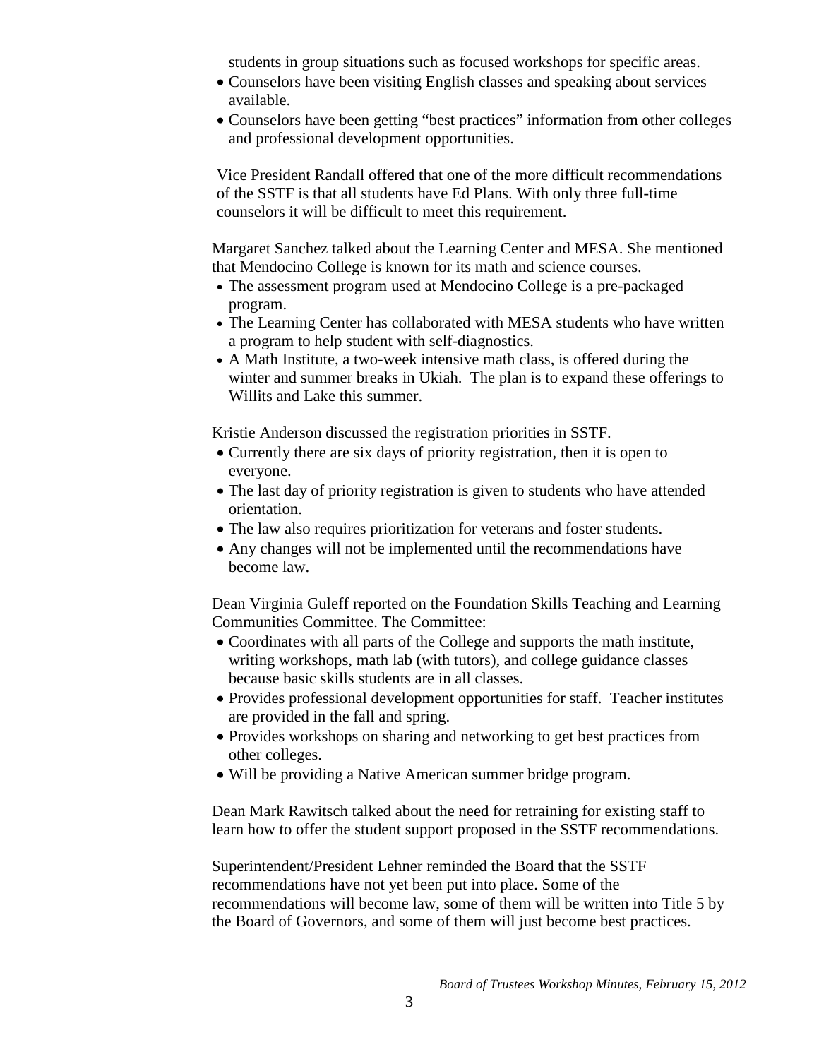students in group situations such as focused workshops for specific areas.

- Counselors have been visiting English classes and speaking about services available.
- Counselors have been getting "best practices" information from other colleges and professional development opportunities.

Vice President Randall offered that one of the more difficult recommendations of the SSTF is that all students have Ed Plans. With only three full-time counselors it will be difficult to meet this requirement.

Margaret Sanchez talked about the Learning Center and MESA. She mentioned that Mendocino College is known for its math and science courses.

- The assessment program used at Mendocino College is a pre-packaged program.
- The Learning Center has collaborated with MESA students who have written a program to help student with self-diagnostics.
- A Math Institute, a two-week intensive math class, is offered during the winter and summer breaks in Ukiah. The plan is to expand these offerings to Willits and Lake this summer.

Kristie Anderson discussed the registration priorities in SSTF.

- Currently there are six days of priority registration, then it is open to everyone.
- The last day of priority registration is given to students who have attended orientation.
- The law also requires prioritization for veterans and foster students.
- Any changes will not be implemented until the recommendations have become law.

Dean Virginia Guleff reported on the Foundation Skills Teaching and Learning Communities Committee. The Committee:

- Coordinates with all parts of the College and supports the math institute, writing workshops, math lab (with tutors), and college guidance classes because basic skills students are in all classes.
- Provides professional development opportunities for staff. Teacher institutes are provided in the fall and spring.
- Provides workshops on sharing and networking to get best practices from other colleges.
- Will be providing a Native American summer bridge program.

Dean Mark Rawitsch talked about the need for retraining for existing staff to learn how to offer the student support proposed in the SSTF recommendations.

Superintendent/President Lehner reminded the Board that the SSTF recommendations have not yet been put into place. Some of the recommendations will become law, some of them will be written into Title 5 by the Board of Governors, and some of them will just become best practices.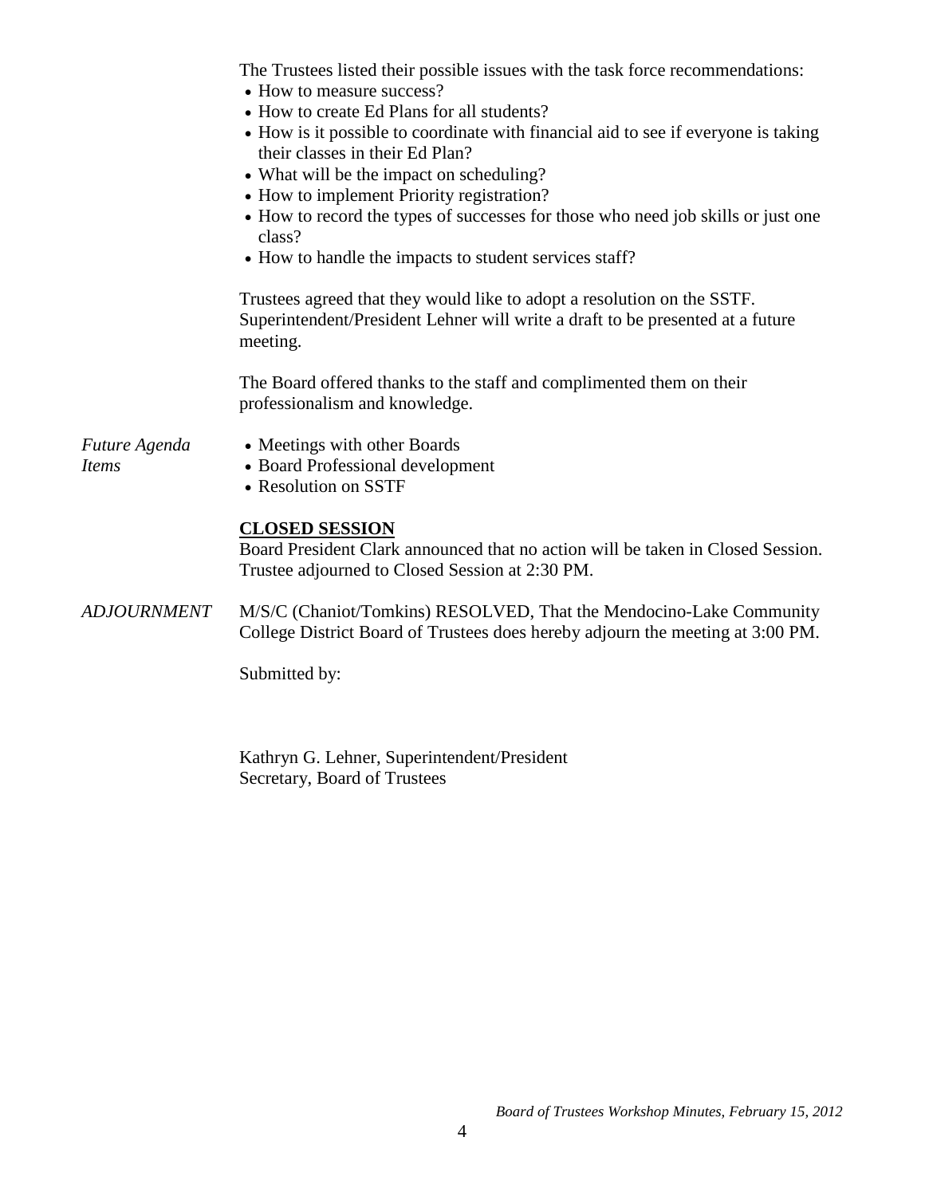The Trustees listed their possible issues with the task force recommendations:

- How to measure success?
- How to create Ed Plans for all students?
- How is it possible to coordinate with financial aid to see if everyone is taking their classes in their Ed Plan?
- What will be the impact on scheduling?
- How to implement Priority registration?
- How to record the types of successes for those who need job skills or just one class?
- How to handle the impacts to student services staff?

Trustees agreed that they would like to adopt a resolution on the SSTF. Superintendent/President Lehner will write a draft to be presented at a future meeting.

The Board offered thanks to the staff and complimented them on their professionalism and knowledge.

*Future Agenda Items*

- Meetings with other Boards
- Board Professional development
- Resolution on SSTF

**CLOSED SESSION**

Board President Clark announced that no action will be taken in Closed Session. Trustee adjourned to Closed Session at 2:30 PM.

*ADJOURNMENT*

M/S/C (Chaniot/Tomkins) RESOLVED, That the Mendocino-Lake Community College District Board of Trustees does hereby adjourn the meeting at 3:00 PM.

Submitted by:

Kathryn G. Lehner, Superintendent/President
Secretary, Board of Trustees